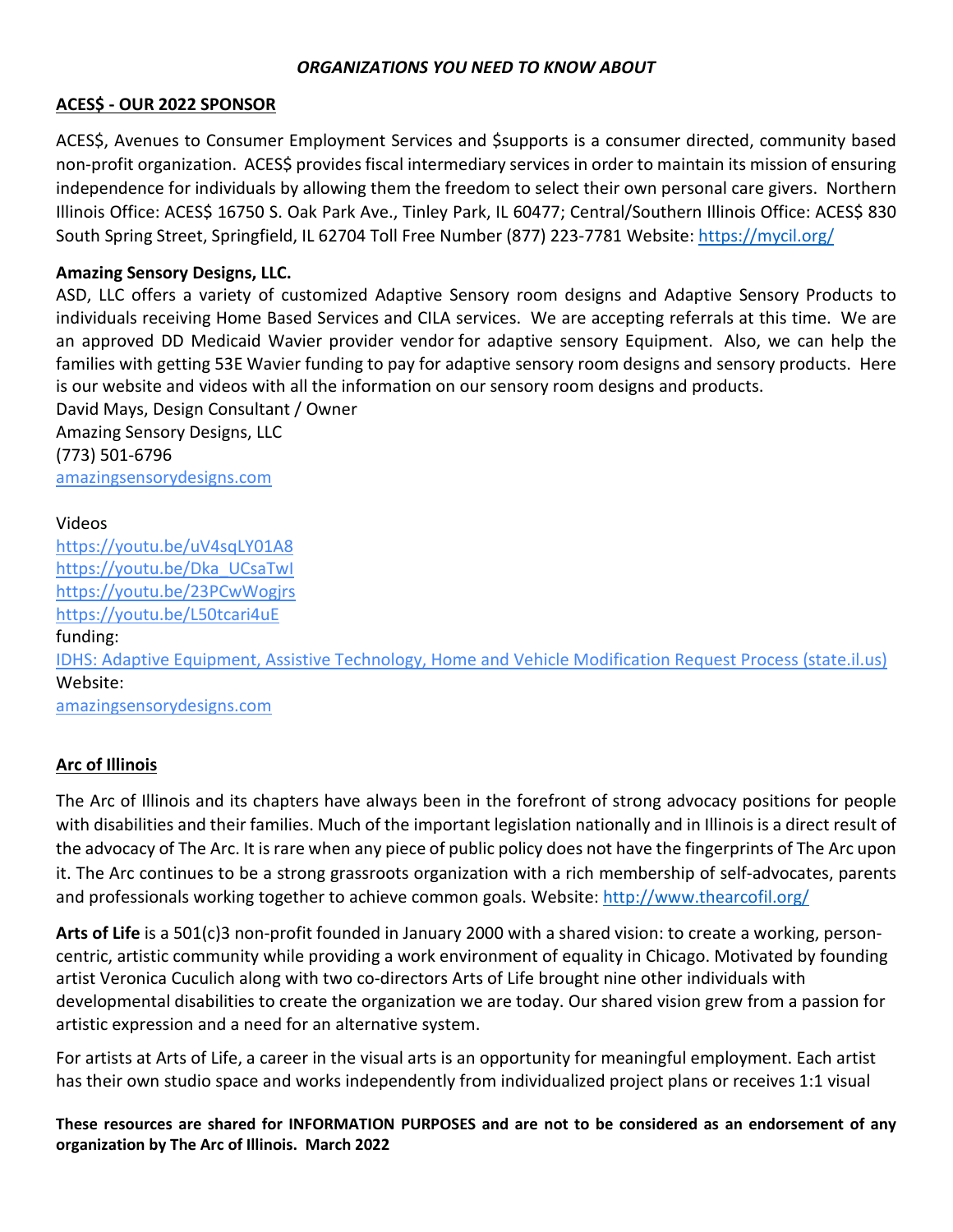*ORGANIZATIONS YOU NEED TO KNOW ABOUT*

## ACES$ - OUR 2022 SPONSOR

ACES$, Avenues to Consumer Employment Services and $supports is a consumer directed, community based non-profit organization. ACES$ provides fiscal intermediary services in order to maintain its mission of ensuring independence for individuals by allowing them the freedom to select their own personal care givers. Northern Illinois Office: ACES$ 16750 S. Oak Park Ave., Tinley Park, IL 60477; Central/Southern Illinois Office: ACES$ 830 South Spring Street, Springfield, IL 62704 Toll Free Number (877) 223-7781 Website: https://mycil.org/

**Amazing Sensory Designs, LLC.**

ASD, LLC offers a variety of customized Adaptive Sensory room designs and Adaptive Sensory Products to individuals receiving Home Based Services and CILA services. We are accepting referrals at this time. We are an approved DD Medicaid Wavier provider vendor for adaptive sensory Equipment. Also, we can help the families with getting 53E Wavier funding to pay for adaptive sensory room designs and sensory products. Here is our website and videos with all the information on our sensory room designs and products.

David Mays, Design Consultant / Owner
Amazing Sensory Designs, LLC
(773) 501-6796
amazingsensorydesigns.com

Videos
https://youtu.be/uV4sqLY01A8
https://youtu.be/Dka_UCsaTwI
https://youtu.be/23PCwWogjrs
https://youtu.be/L50tcari4uE
funding:
IDHS: Adaptive Equipment, Assistive Technology, Home and Vehicle Modification Request Process (state.il.us)
Website:
amazingsensorydesigns.com

## Arc of Illinois

The Arc of Illinois and its chapters have always been in the forefront of strong advocacy positions for people with disabilities and their families. Much of the important legislation nationally and in Illinois is a direct result of the advocacy of The Arc. It is rare when any piece of public policy does not have the fingerprints of The Arc upon it. The Arc continues to be a strong grassroots organization with a rich membership of self-advocates, parents and professionals working together to achieve common goals. Website: http://www.thearcofil.org/

**Arts of Life** is a 501(c)3 non-profit founded in January 2000 with a shared vision: to create a working, person-centric, artistic community while providing a work environment of equality in Chicago. Motivated by founding artist Veronica Cuculich along with two co-directors Arts of Life brought nine other individuals with developmental disabilities to create the organization we are today. Our shared vision grew from a passion for artistic expression and a need for an alternative system.

For artists at Arts of Life, a career in the visual arts is an opportunity for meaningful employment. Each artist has their own studio space and works independently from individualized project plans or receives 1:1 visual

**These resources are shared for INFORMATION PURPOSES and are not to be considered as an endorsement of any organization by The Arc of Illinois. March 2022**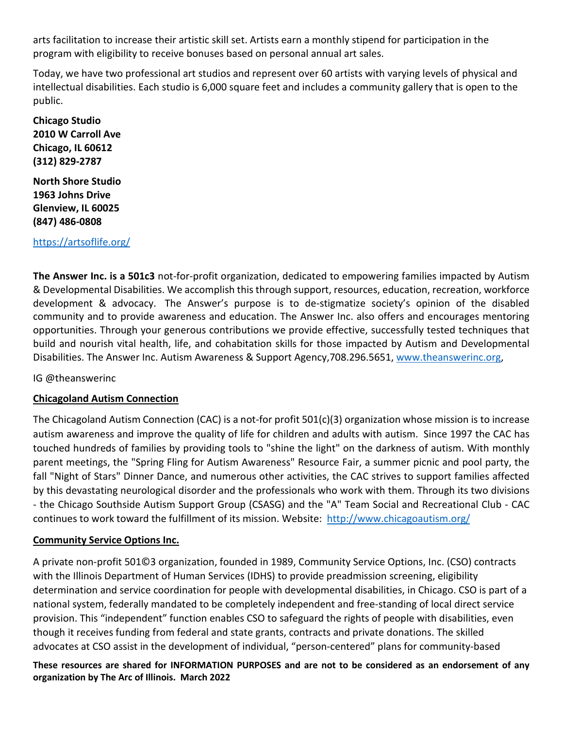arts facilitation to increase their artistic skill set. Artists earn a monthly stipend for participation in the program with eligibility to receive bonuses based on personal annual art sales.

Today, we have two professional art studios and represent over 60 artists with varying levels of physical and intellectual disabilities. Each studio is 6,000 square feet and includes a community gallery that is open to the public.

**Chicago Studio**
**2010 W Carroll Ave**
**Chicago, IL 60612**
**(312) 829-2787**

**North Shore Studio**
**1963 Johns Drive**
**Glenview, IL 60025**
**(847) 486-0808**

https://artsoflife.org/

**The Answer Inc. is a 501c3** not-for-profit organization, dedicated to empowering families impacted by Autism & Developmental Disabilities. We accomplish this through support, resources, education, recreation, workforce development & advocacy. The Answer's purpose is to de-stigmatize society's opinion of the disabled community and to provide awareness and education. The Answer Inc. also offers and encourages mentoring opportunities. Through your generous contributions we provide effective, successfully tested techniques that build and nourish vital health, life, and cohabitation skills for those impacted by Autism and Developmental Disabilities. The Answer Inc. Autism Awareness & Support Agency,708.296.5651, www.theanswerinc.org,

IG @theanswerinc

## Chicagoland Autism Connection

The Chicagoland Autism Connection (CAC) is a not-for profit 501(c)(3) organization whose mission is to increase autism awareness and improve the quality of life for children and adults with autism. Since 1997 the CAC has touched hundreds of families by providing tools to "shine the light" on the darkness of autism. With monthly parent meetings, the "Spring Fling for Autism Awareness" Resource Fair, a summer picnic and pool party, the fall "Night of Stars" Dinner Dance, and numerous other activities, the CAC strives to support families affected by this devastating neurological disorder and the professionals who work with them. Through its two divisions - the Chicago Southside Autism Support Group (CSASG) and the "A" Team Social and Recreational Club - CAC continues to work toward the fulfillment of its mission. Website: http://www.chicagoautism.org/

## Community Service Options Inc.

A private non-profit 501©3 organization, founded in 1989, Community Service Options, Inc. (CSO) contracts with the Illinois Department of Human Services (IDHS) to provide preadmission screening, eligibility determination and service coordination for people with developmental disabilities, in Chicago. CSO is part of a national system, federally mandated to be completely independent and free-standing of local direct service provision. This "independent" function enables CSO to safeguard the rights of people with disabilities, even though it receives funding from federal and state grants, contracts and private donations. The skilled advocates at CSO assist in the development of individual, "person-centered" plans for community-based

**These resources are shared for INFORMATION PURPOSES and are not to be considered as an endorsement of any organization by The Arc of Illinois. March 2022**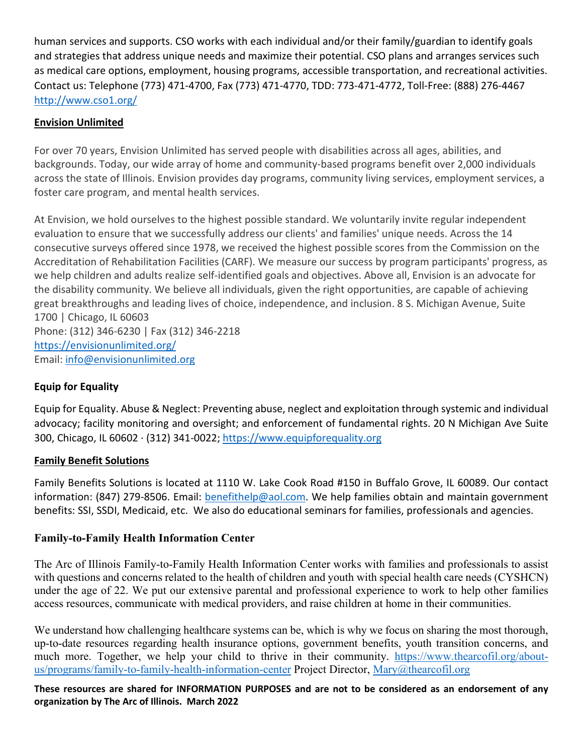human services and supports. CSO works with each individual and/or their family/guardian to identify goals and strategies that address unique needs and maximize their potential. CSO plans and arranges services such as medical care options, employment, housing programs, accessible transportation, and recreational activities. Contact us: Telephone (773) 471-4700, Fax (773) 471-4770, TDD: 773-471-4772, Toll-Free: (888) 276-4467 http://www.cso1.org/

### Envision Unlimited

For over 70 years, Envision Unlimited has served people with disabilities across all ages, abilities, and backgrounds. Today, our wide array of home and community-based programs benefit over 2,000 individuals across the state of Illinois. Envision provides day programs, community living services, employment services, a foster care program, and mental health services.

At Envision, we hold ourselves to the highest possible standard. We voluntarily invite regular independent evaluation to ensure that we successfully address our clients' and families' unique needs. Across the 14 consecutive surveys offered since 1978, we received the highest possible scores from the Commission on the Accreditation of Rehabilitation Facilities (CARF). We measure our success by program participants' progress, as we help children and adults realize self-identified goals and objectives. Above all, Envision is an advocate for the disability community. We believe all individuals, given the right opportunities, are capable of achieving great breakthroughs and leading lives of choice, independence, and inclusion. 8 S. Michigan Avenue, Suite 1700 | Chicago, IL 60603
Phone: (312) 346-6230 | Fax (312) 346-2218
https://envisionunlimited.org/
Email: info@envisionunlimited.org

### Equip for Equality

Equip for Equality. Abuse & Neglect: Preventing abuse, neglect and exploitation through systemic and individual advocacy; facility monitoring and oversight; and enforcement of fundamental rights. 20 N Michigan Ave Suite 300, Chicago, IL 60602 · (312) 341-0022; https://www.equipforequality.org

### Family Benefit Solutions

Family Benefits Solutions is located at 1110 W. Lake Cook Road #150 in Buffalo Grove, IL 60089. Our contact information: (847) 279-8506. Email: benefithelp@aol.com. We help families obtain and maintain government benefits: SSI, SSDI, Medicaid, etc. We also do educational seminars for families, professionals and agencies.

### Family-to-Family Health Information Center

The Arc of Illinois Family-to-Family Health Information Center works with families and professionals to assist with questions and concerns related to the health of children and youth with special health care needs (CYSHCN) under the age of 22. We put our extensive parental and professional experience to work to help other families access resources, communicate with medical providers, and raise children at home in their communities.

We understand how challenging healthcare systems can be, which is why we focus on sharing the most thorough, up-to-date resources regarding health insurance options, government benefits, youth transition concerns, and much more. Together, we help your child to thrive in their community. https://www.thearcofil.org/about-us/programs/family-to-family-health-information-center Project Director, Mary@thearcofil.org

**These resources are shared for INFORMATION PURPOSES and are not to be considered as an endorsement of any organization by The Arc of Illinois. March 2022**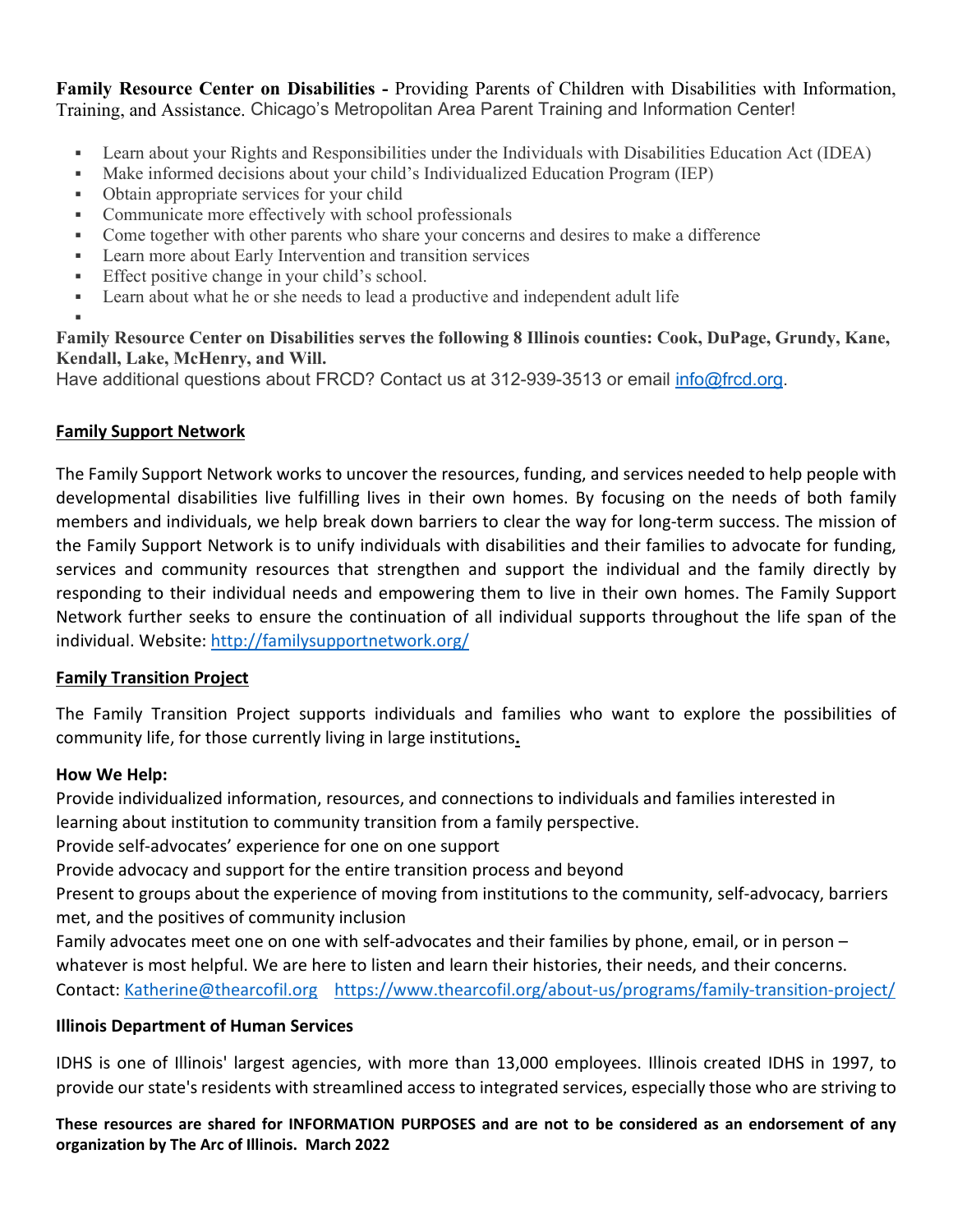**Family Resource Center on Disabilities -** Providing Parents of Children with Disabilities with Information, Training, and Assistance. Chicago's Metropolitan Area Parent Training and Information Center!

- Learn about your Rights and Responsibilities under the Individuals with Disabilities Education Act (IDEA)
- Make informed decisions about your child's Individualized Education Program (IEP)
- Obtain appropriate services for your child
- Communicate more effectively with school professionals
- Come together with other parents who share your concerns and desires to make a difference
- Learn more about Early Intervention and transition services
- Effect positive change in your child's school.
- Learn about what he or she needs to lead a productive and independent adult life

**Family Resource Center on Disabilities serves the following 8 Illinois counties: Cook, DuPage, Grundy, Kane, Kendall, Lake, McHenry, and Will.**
Have additional questions about FRCD? Contact us at 312-939-3513 or email info@frcd.org.

**Family Support Network**

The Family Support Network works to uncover the resources, funding, and services needed to help people with developmental disabilities live fulfilling lives in their own homes. By focusing on the needs of both family members and individuals, we help break down barriers to clear the way for long-term success. The mission of the Family Support Network is to unify individuals with disabilities and their families to advocate for funding, services and community resources that strengthen and support the individual and the family directly by responding to their individual needs and empowering them to live in their own homes. The Family Support Network further seeks to ensure the continuation of all individual supports throughout the life span of the individual. Website: http://familysupportnetwork.org/

**Family Transition Project**

The Family Transition Project supports individuals and families who want to explore the possibilities of community life, for those currently living in large institutions.

**How We Help:**
Provide individualized information, resources, and connections to individuals and families interested in learning about institution to community transition from a family perspective.
Provide self-advocates' experience for one on one support
Provide advocacy and support for the entire transition process and beyond
Present to groups about the experience of moving from institutions to the community, self-advocacy, barriers met, and the positives of community inclusion
Family advocates meet one on one with self-advocates and their families by phone, email, or in person – whatever is most helpful. We are here to listen and learn their histories, their needs, and their concerns.
Contact: Katherine@thearcofil.org https://www.thearcofil.org/about-us/programs/family-transition-project/

**Illinois Department of Human Services**

IDHS is one of Illinois' largest agencies, with more than 13,000 employees. Illinois created IDHS in 1997, to provide our state's residents with streamlined access to integrated services, especially those who are striving to

**These resources are shared for INFORMATION PURPOSES and are not to be considered as an endorsement of any organization by The Arc of Illinois. March 2022**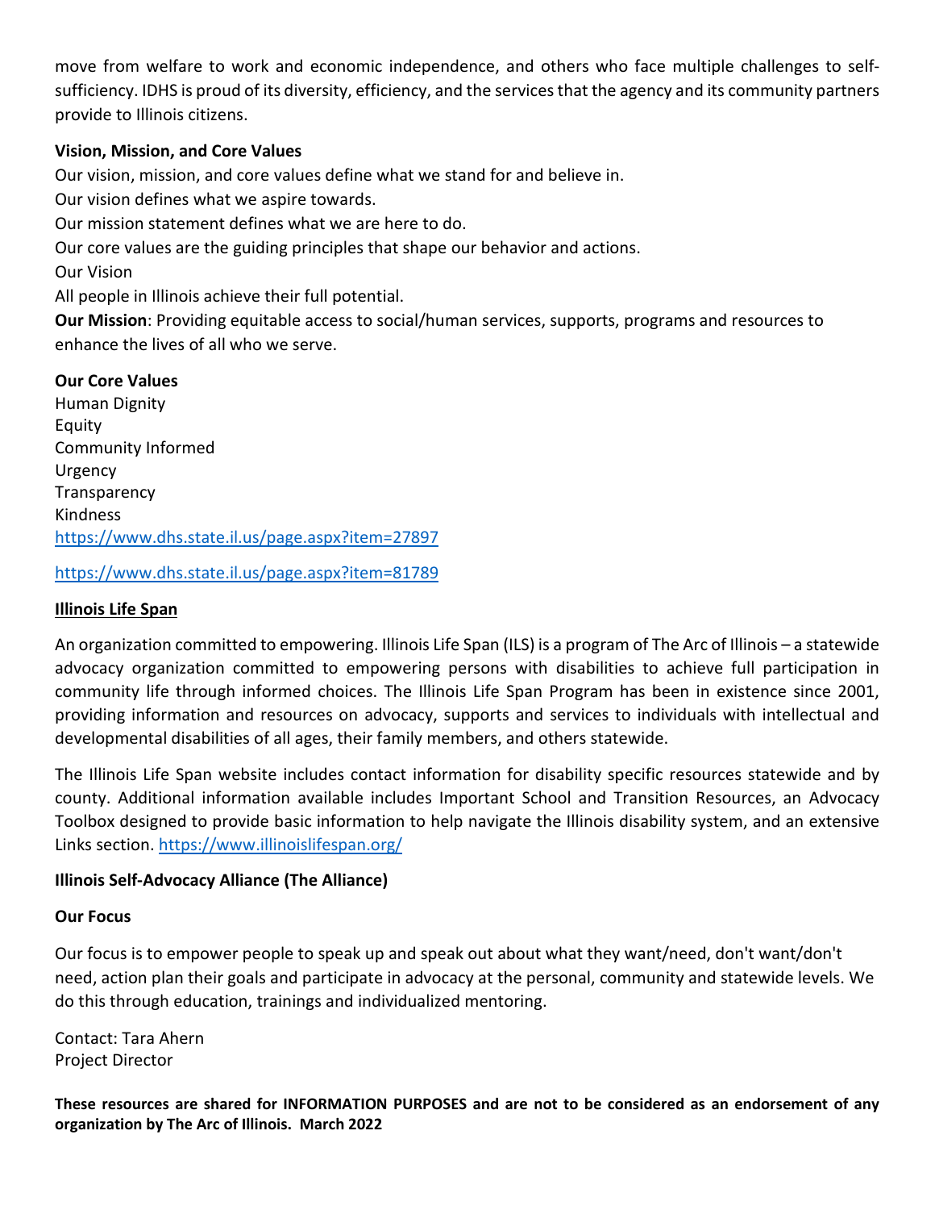move from welfare to work and economic independence, and others who face multiple challenges to self-sufficiency. IDHS is proud of its diversity, efficiency, and the services that the agency and its community partners provide to Illinois citizens.

**Vision, Mission, and Core Values**

Our vision, mission, and core values define what we stand for and believe in.
Our vision defines what we aspire towards.
Our mission statement defines what we are here to do.
Our core values are the guiding principles that shape our behavior and actions.
Our Vision
All people in Illinois achieve their full potential.
**Our Mission**: Providing equitable access to social/human services, supports, programs and resources to enhance the lives of all who we serve.

**Our Core Values**

Human Dignity
Equity
Community Informed
Urgency
Transparency
Kindness
https://www.dhs.state.il.us/page.aspx?item=27897

https://www.dhs.state.il.us/page.aspx?item=81789

**Illinois Life Span**

An organization committed to empowering. Illinois Life Span (ILS) is a program of The Arc of Illinois – a statewide advocacy organization committed to empowering persons with disabilities to achieve full participation in community life through informed choices. The Illinois Life Span Program has been in existence since 2001, providing information and resources on advocacy, supports and services to individuals with intellectual and developmental disabilities of all ages, their family members, and others statewide.

The Illinois Life Span website includes contact information for disability specific resources statewide and by county. Additional information available includes Important School and Transition Resources, an Advocacy Toolbox designed to provide basic information to help navigate the Illinois disability system, and an extensive Links section. https://www.illinoislifespan.org/

**Illinois Self-Advocacy Alliance (The Alliance)**

**Our Focus**

Our focus is to empower people to speak up and speak out about what they want/need, don't want/don't need, action plan their goals and participate in advocacy at the personal, community and statewide levels. We do this through education, trainings and individualized mentoring.

Contact: Tara Ahern
Project Director

**These resources are shared for INFORMATION PURPOSES and are not to be considered as an endorsement of any organization by The Arc of Illinois. March 2022**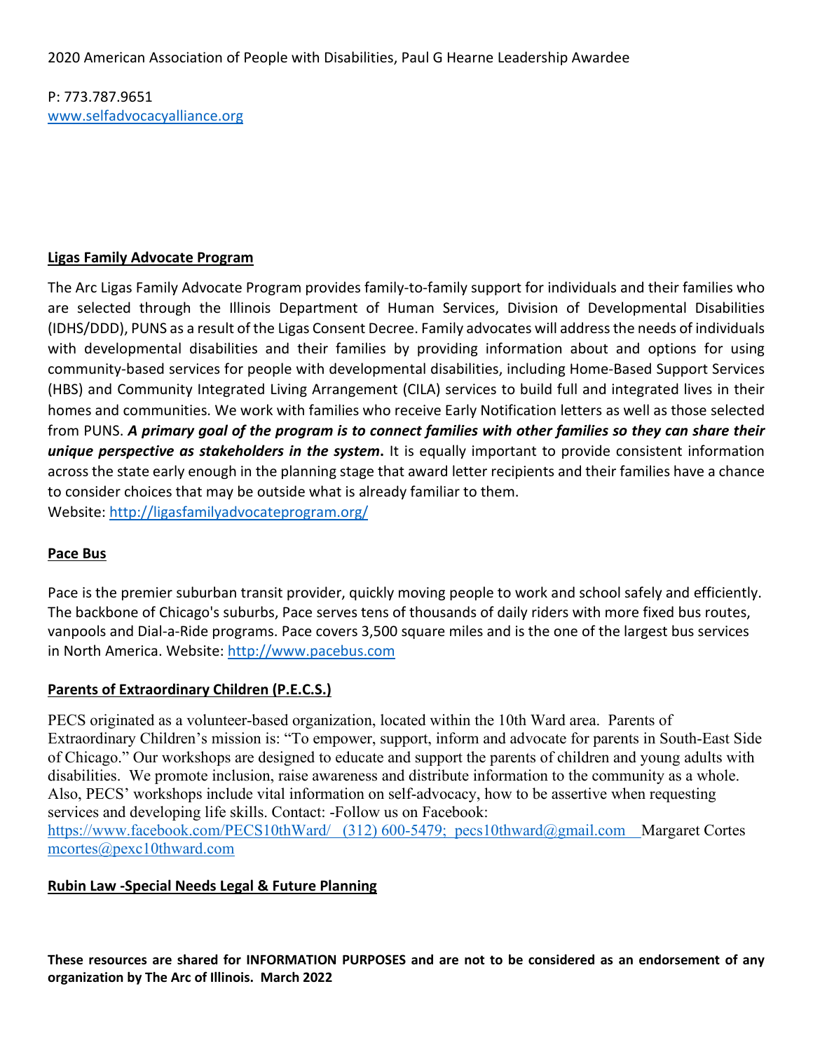2020 American Association of People with Disabilities, Paul G Hearne Leadership Awardee

P: 773.787.9651
www.selfadvocacyalliance.org

**Ligas Family Advocate Program**

The Arc Ligas Family Advocate Program provides family-to-family support for individuals and their families who are selected through the Illinois Department of Human Services, Division of Developmental Disabilities (IDHS/DDD), PUNS as a result of the Ligas Consent Decree. Family advocates will address the needs of individuals with developmental disabilities and their families by providing information about and options for using community-based services for people with developmental disabilities, including Home-Based Support Services (HBS) and Community Integrated Living Arrangement (CILA) services to build full and integrated lives in their homes and communities. We work with families who receive Early Notification letters as well as those selected from PUNS. ***A primary goal of the program is to connect families with other families so they can share their unique perspective as stakeholders in the system***. It is equally important to provide consistent information across the state early enough in the planning stage that award letter recipients and their families have a chance to consider choices that may be outside what is already familiar to them.
Website: http://ligasfamilyadvocateprogram.org/

**Pace Bus**

Pace is the premier suburban transit provider, quickly moving people to work and school safely and efficiently. The backbone of Chicago's suburbs, Pace serves tens of thousands of daily riders with more fixed bus routes, vanpools and Dial-a-Ride programs. Pace covers 3,500 square miles and is the one of the largest bus services in North America. Website: http://www.pacebus.com

**Parents of Extraordinary Children (P.E.C.S.)**

PECS originated as a volunteer-based organization, located within the 10th Ward area. Parents of Extraordinary Children's mission is: "To empower, support, inform and advocate for parents in South-East Side of Chicago." Our workshops are designed to educate and support the parents of children and young adults with disabilities. We promote inclusion, raise awareness and distribute information to the community as a whole. Also, PECS' workshops include vital information on self-advocacy, how to be assertive when requesting services and developing life skills. Contact: -Follow us on Facebook:
https://www.facebook.com/PECS10thWard/ (312) 600-5479; pecs10thward@gmail.com Margaret Cortes mcortes@pexc10thward.com

**Rubin Law -Special Needs Legal & Future Planning**

**These resources are shared for INFORMATION PURPOSES and are not to be considered as an endorsement of any organization by The Arc of Illinois. March 2022**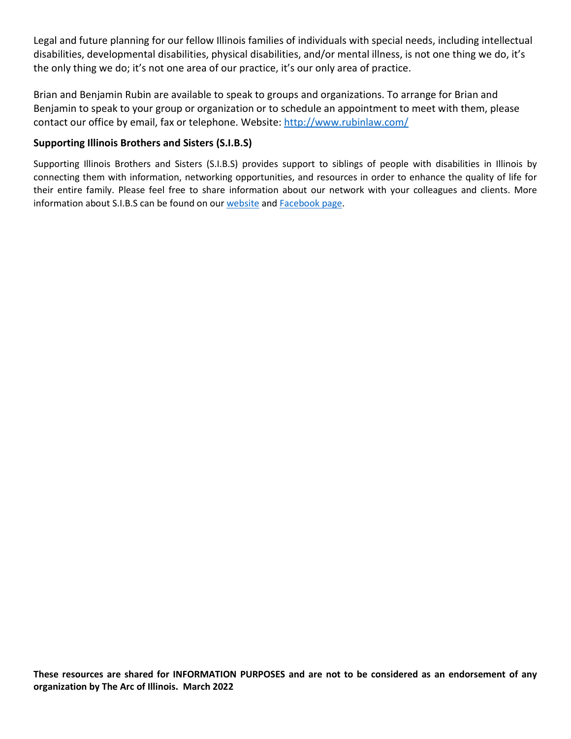Legal and future planning for our fellow Illinois families of individuals with special needs, including intellectual disabilities, developmental disabilities, physical disabilities, and/or mental illness, is not one thing we do, it's the only thing we do; it's not one area of our practice, it's our only area of practice.

Brian and Benjamin Rubin are available to speak to groups and organizations. To arrange for Brian and Benjamin to speak to your group or organization or to schedule an appointment to meet with them, please contact our office by email, fax or telephone. Website: [http://www.rubinlaw.com/](http://www.rubinlaw.com/)

### Supporting Illinois Brothers and Sisters (S.I.B.S)

Supporting Illinois Brothers and Sisters (S.I.B.S) provides support to siblings of people with disabilities in Illinois by connecting them with information, networking opportunities, and resources in order to enhance the quality of life for their entire family. Please feel free to share information about our network with your colleagues and clients. More information about S.I.B.S can be found on our website and Facebook page.

**These resources are shared for INFORMATION PURPOSES and are not to be considered as an endorsement of any organization by The Arc of Illinois. March 2022**